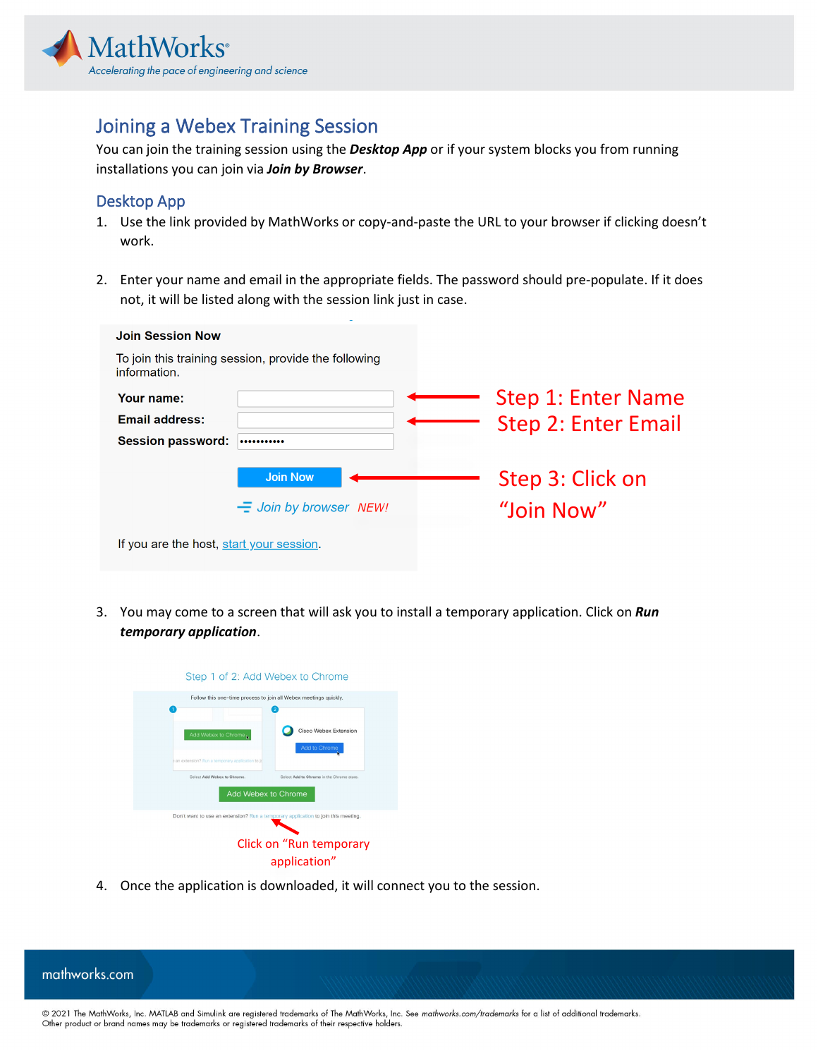## Joining a Webex Training Session

You can join the training session using the ***Desktop App*** or if your system blocks you from running installations you can join via ***Join by Browser***.

### Desktop App

1. Use the link provided by MathWorks or copy-and-paste the URL to your browser if clicking doesn't work.

2. Enter your name and email in the appropriate fields. The password should pre-populate. If it does not, it will be listed along with the session link just in case.

**Join Session Now**

To join this training session, provide the following information.

**Your name:** ← Step 1: Enter Name

**Email address:** ← Step 2: Enter Email

**Session password:** •••••••••••

Join Now ← Step 3: Click on "Join Now"

Join by browser *NEW!*

If you are the host, start your session.

3. You may come to a screen that will ask you to install a temporary application. Click on ***Run temporary application***.

Step 1 of 2: Add Webex to Chrome

Follow this one-time process to join all Webex meetings quickly.

Add Webex to Chrome

Don't want to use an extension? Run a temporary application to join this meeting.

Click on "Run temporary application"

4. Once the application is downloaded, it will connect you to the session.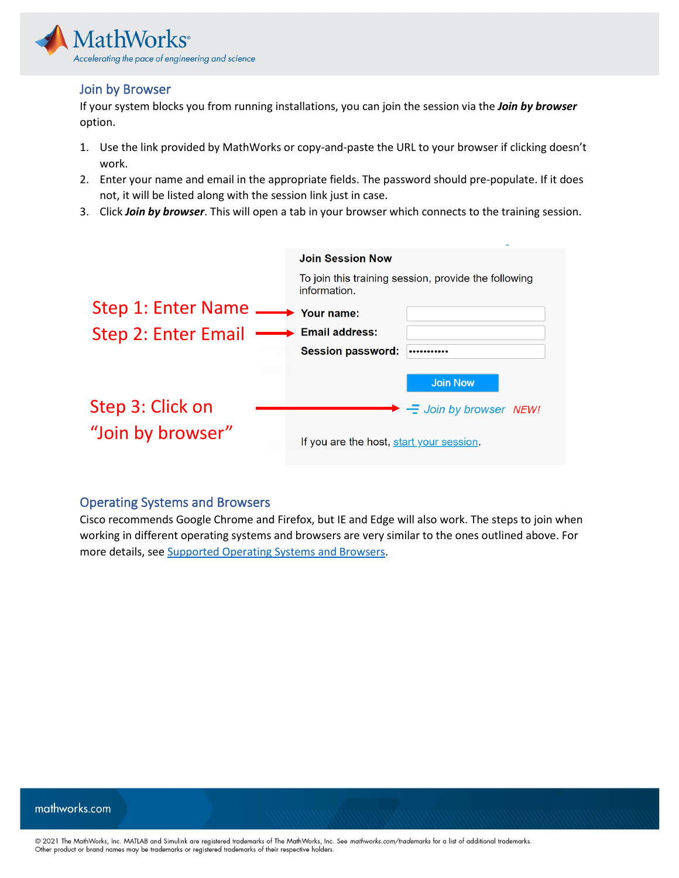## Join by Browser

If your system blocks you from running installations, you can join the session via the ***Join by browser*** option.

1. Use the link provided by MathWorks or copy-and-paste the URL to your browser if clicking doesn't work.
2. Enter your name and email in the appropriate fields. The password should pre-populate. If it does not, it will be listed along with the session link just in case.
3. Click ***Join by browser***. This will open a tab in your browser which connects to the training session.

Step 1: Enter Name

Step 2: Enter Email

Step 3: Click on "Join by browser"

**Join Session Now**

To join this training session, provide the following information.

**Your name:**

**Email address:**

**Session password:** •••••••••••

Join Now

*Join by browser* *NEW!*

If you are the host, start your session.

## Operating Systems and Browsers

Cisco recommends Google Chrome and Firefox, but IE and Edge will also work. The steps to join when working in different operating systems and browsers are very similar to the ones outlined above. For more details, see Supported Operating Systems and Browsers.

© 2021 The MathWorks, Inc. MATLAB and Simulink are registered trademarks of The MathWorks, Inc. See *mathworks.com/trademarks* for a list of additional trademarks. Other product or brand names may be trademarks or registered trademarks of their respective holders.